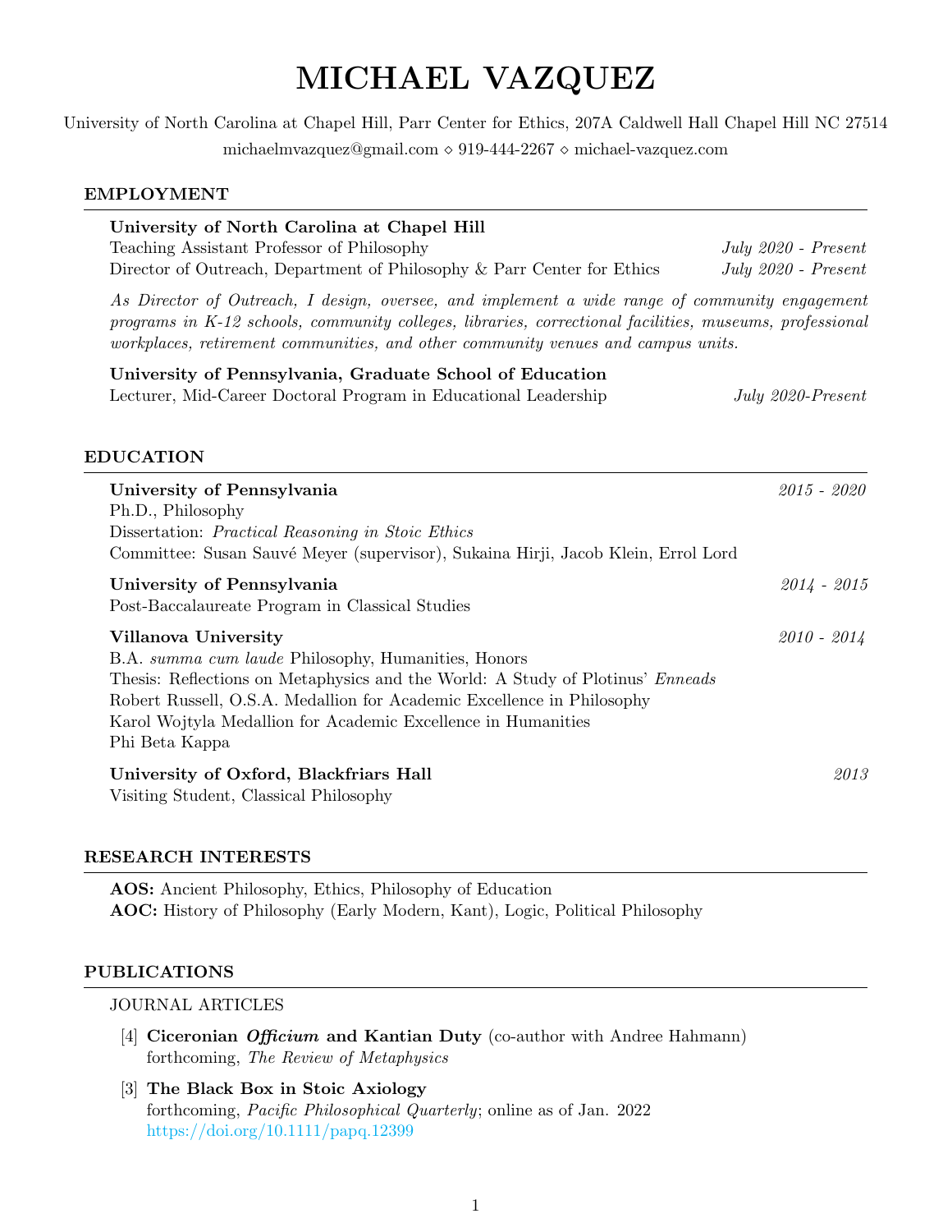# MICHAEL VAZQUEZ

University of North Carolina at Chapel Hill, Parr Center for Ethics, 207A Caldwell Hall Chapel Hill NC 27514

michaelmvazquez@gmail.com ⋄ 919-444-2267 ⋄ michael-vazquez.com

## EMPLOYMENT

**University of North Carolina at Chapel Hill**

Teaching Assistant Professor of Philosophy — *July 2020 - Present*

Director of Outreach, Department of Philosophy & Parr Center for Ethics — *July 2020 - Present*

*As Director of Outreach, I design, oversee, and implement a wide range of community engagement programs in K-12 schools, community colleges, libraries, correctional facilities, museums, professional workplaces, retirement communities, and other community venues and campus units.*

**University of Pennsylvania, Graduate School of Education**

Lecturer, Mid-Career Doctoral Program in Educational Leadership — *July 2020-Present*

## EDUCATION

**University of Pennsylvania** — *2015 - 2020*

Ph.D., Philosophy

Dissertation: *Practical Reasoning in Stoic Ethics*

Committee: Susan Sauvé Meyer (supervisor), Sukaina Hirji, Jacob Klein, Errol Lord

**University of Pennsylvania** — *2014 - 2015*

Post-Baccalaureate Program in Classical Studies

**Villanova University** — *2010 - 2014*

B.A. *summa cum laude* Philosophy, Humanities, Honors

Thesis: Reflections on Metaphysics and the World: A Study of Plotinus' *Enneads*

Robert Russell, O.S.A. Medallion for Academic Excellence in Philosophy

Karol Wojtyla Medallion for Academic Excellence in Humanities

Phi Beta Kappa

**University of Oxford, Blackfriars Hall** — *2013*

Visiting Student, Classical Philosophy

## RESEARCH INTERESTS

**AOS:** Ancient Philosophy, Ethics, Philosophy of Education

**AOC:** History of Philosophy (Early Modern, Kant), Logic, Political Philosophy

## PUBLICATIONS

JOURNAL ARTICLES

[4] **Ciceronian *Officium* and Kantian Duty** (co-author with Andree Hahmann)
forthcoming, *The Review of Metaphysics*

[3] **The Black Box in Stoic Axiology**
forthcoming, *Pacific Philosophical Quarterly*; online as of Jan. 2022
https://doi.org/10.1111/papq.12399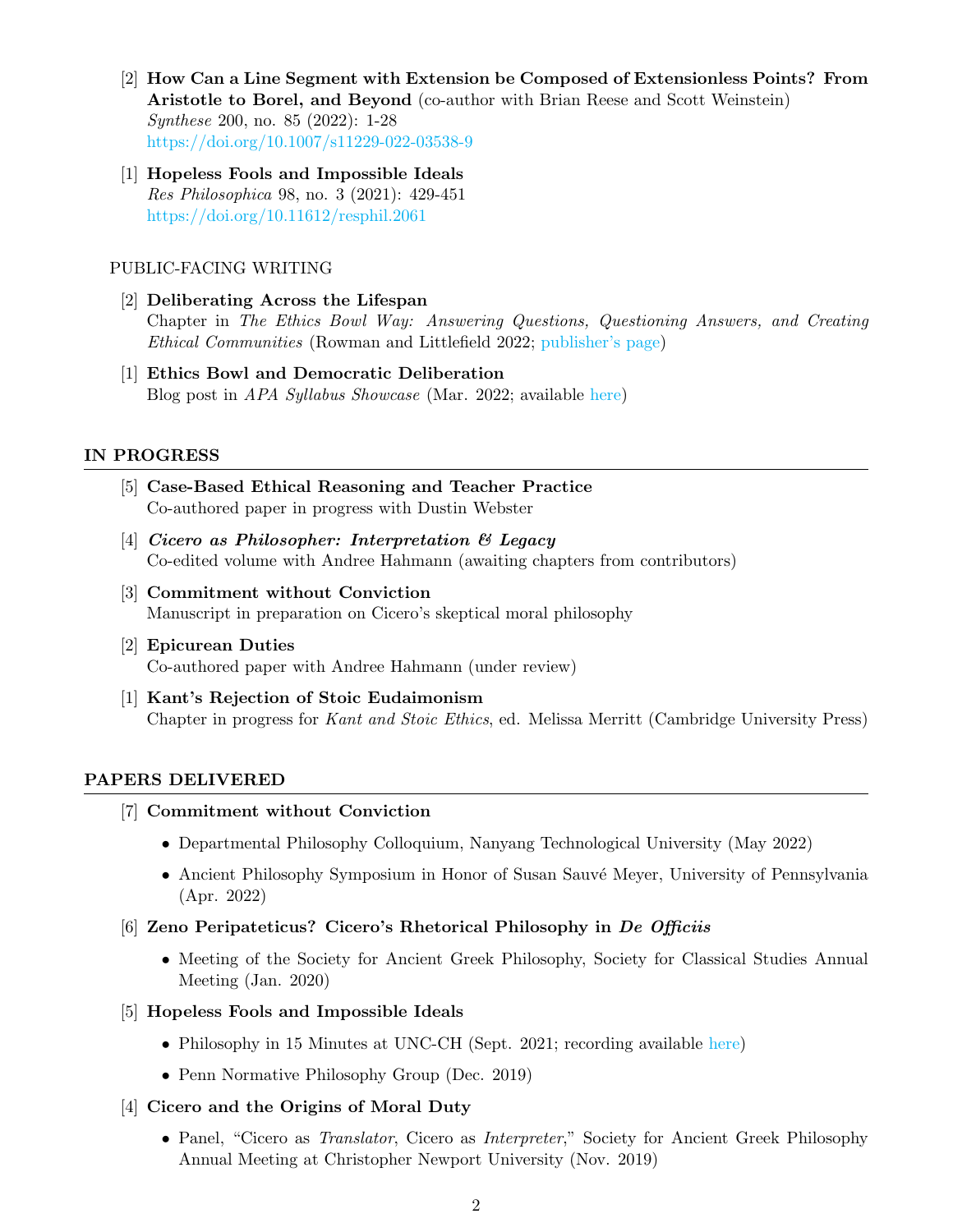[2] **How Can a Line Segment with Extension be Composed of Extensionless Points? From Aristotle to Borel, and Beyond** (co-author with Brian Reese and Scott Weinstein)
*Synthese* 200, no. 85 (2022): 1-28
https://doi.org/10.1007/s11229-022-03538-9

[1] **Hopeless Fools and Impossible Ideals**
*Res Philosophica* 98, no. 3 (2021): 429-451
https://doi.org/10.11612/resphil.2061

PUBLIC-FACING WRITING

[2] **Deliberating Across the Lifespan**
Chapter in *The Ethics Bowl Way: Answering Questions, Questioning Answers, and Creating Ethical Communities* (Rowman and Littlefield 2022; publisher's page)

[1] **Ethics Bowl and Democratic Deliberation**
Blog post in *APA Syllabus Showcase* (Mar. 2022; available here)

## IN PROGRESS

[5] **Case-Based Ethical Reasoning and Teacher Practice**
Co-authored paper in progress with Dustin Webster

[4] ***Cicero as Philosopher: Interpretation & Legacy***
Co-edited volume with Andree Hahmann (awaiting chapters from contributors)

[3] **Commitment without Conviction**
Manuscript in preparation on Cicero's skeptical moral philosophy

[2] **Epicurean Duties**
Co-authored paper with Andree Hahmann (under review)

[1] **Kant's Rejection of Stoic Eudaimonism**
Chapter in progress for *Kant and Stoic Ethics*, ed. Melissa Merritt (Cambridge University Press)

## PAPERS DELIVERED

[7] **Commitment without Conviction**

- Departmental Philosophy Colloquium, Nanyang Technological University (May 2022)
- Ancient Philosophy Symposium in Honor of Susan Sauvé Meyer, University of Pennsylvania (Apr. 2022)

[6] **Zeno Peripateticus? Cicero's Rhetorical Philosophy in *De Officiis***

- Meeting of the Society for Ancient Greek Philosophy, Society for Classical Studies Annual Meeting (Jan. 2020)

[5] **Hopeless Fools and Impossible Ideals**

- Philosophy in 15 Minutes at UNC-CH (Sept. 2021; recording available here)
- Penn Normative Philosophy Group (Dec. 2019)

[4] **Cicero and the Origins of Moral Duty**

- Panel, "Cicero as *Translator*, Cicero as *Interpreter*," Society for Ancient Greek Philosophy Annual Meeting at Christopher Newport University (Nov. 2019)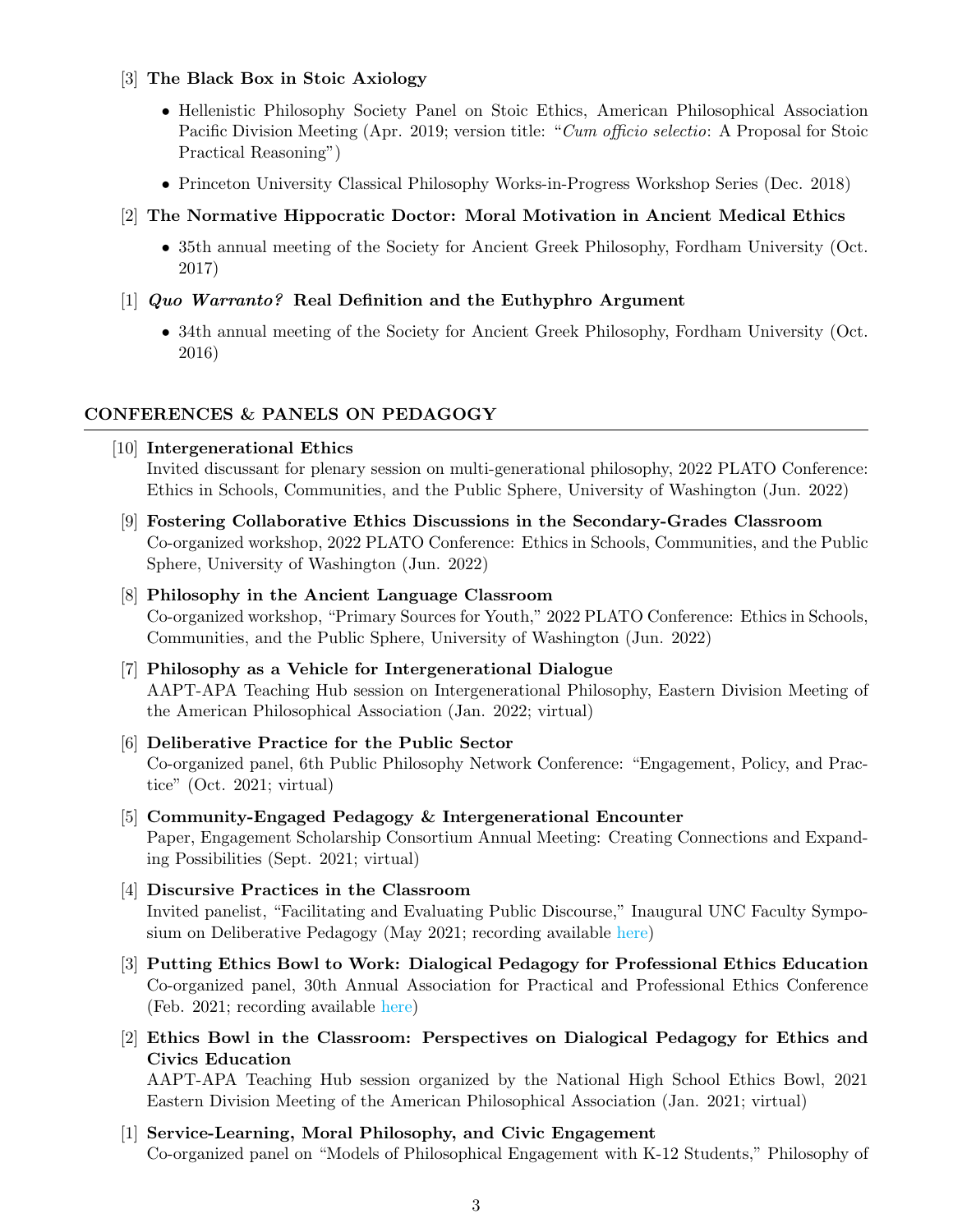[3] **The Black Box in Stoic Axiology**

- Hellenistic Philosophy Society Panel on Stoic Ethics, American Philosophical Association Pacific Division Meeting (Apr. 2019; version title: "*Cum officio selectio*: A Proposal for Stoic Practical Reasoning")
- Princeton University Classical Philosophy Works-in-Progress Workshop Series (Dec. 2018)

[2] **The Normative Hippocratic Doctor: Moral Motivation in Ancient Medical Ethics**

- 35th annual meeting of the Society for Ancient Greek Philosophy, Fordham University (Oct. 2017)

[1] ***Quo Warranto?*** **Real Definition and the Euthyphro Argument**

- 34th annual meeting of the Society for Ancient Greek Philosophy, Fordham University (Oct. 2016)

## CONFERENCES & PANELS ON PEDAGOGY

[10] **Intergenerational Ethics**
Invited discussant for plenary session on multi-generational philosophy, 2022 PLATO Conference: Ethics in Schools, Communities, and the Public Sphere, University of Washington (Jun. 2022)

[9] **Fostering Collaborative Ethics Discussions in the Secondary-Grades Classroom**
Co-organized workshop, 2022 PLATO Conference: Ethics in Schools, Communities, and the Public Sphere, University of Washington (Jun. 2022)

[8] **Philosophy in the Ancient Language Classroom**
Co-organized workshop, "Primary Sources for Youth," 2022 PLATO Conference: Ethics in Schools, Communities, and the Public Sphere, University of Washington (Jun. 2022)

[7] **Philosophy as a Vehicle for Intergenerational Dialogue**
AAPT-APA Teaching Hub session on Intergenerational Philosophy, Eastern Division Meeting of the American Philosophical Association (Jan. 2022; virtual)

[6] **Deliberative Practice for the Public Sector**
Co-organized panel, 6th Public Philosophy Network Conference: "Engagement, Policy, and Practice" (Oct. 2021; virtual)

[5] **Community-Engaged Pedagogy & Intergenerational Encounter**
Paper, Engagement Scholarship Consortium Annual Meeting: Creating Connections and Expanding Possibilities (Sept. 2021; virtual)

[4] **Discursive Practices in the Classroom**
Invited panelist, "Facilitating and Evaluating Public Discourse," Inaugural UNC Faculty Symposium on Deliberative Pedagogy (May 2021; recording available here)

[3] **Putting Ethics Bowl to Work: Dialogical Pedagogy for Professional Ethics Education**
Co-organized panel, 30th Annual Association for Practical and Professional Ethics Conference (Feb. 2021; recording available here)

[2] **Ethics Bowl in the Classroom: Perspectives on Dialogical Pedagogy for Ethics and Civics Education**
AAPT-APA Teaching Hub session organized by the National High School Ethics Bowl, 2021 Eastern Division Meeting of the American Philosophical Association (Jan. 2021; virtual)

[1] **Service-Learning, Moral Philosophy, and Civic Engagement**
Co-organized panel on "Models of Philosophical Engagement with K-12 Students," Philosophy of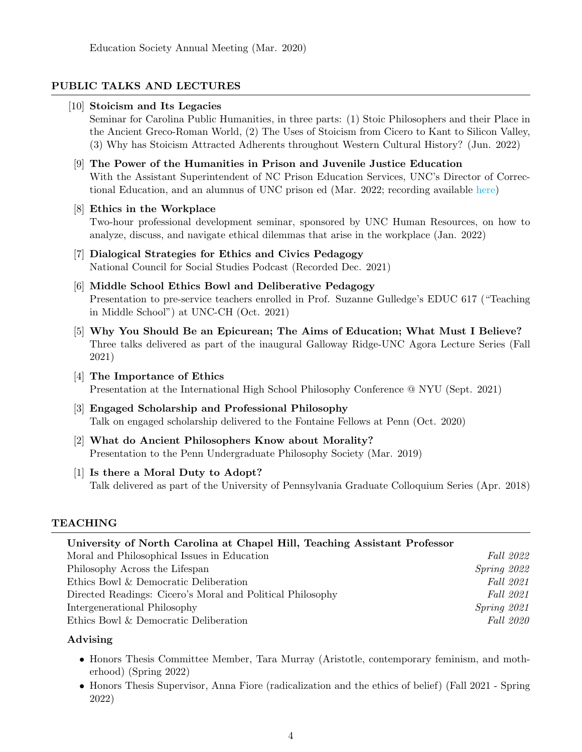Education Society Annual Meeting (Mar. 2020)

## PUBLIC TALKS AND LECTURES

[10] **Stoicism and Its Legacies**
Seminar for Carolina Public Humanities, in three parts: (1) Stoic Philosophers and their Place in the Ancient Greco-Roman World, (2) The Uses of Stoicism from Cicero to Kant to Silicon Valley, (3) Why has Stoicism Attracted Adherents throughout Western Cultural History? (Jun. 2022)

[9] **The Power of the Humanities in Prison and Juvenile Justice Education**
With the Assistant Superintendent of NC Prison Education Services, UNC's Director of Correctional Education, and an alumnus of UNC prison ed (Mar. 2022; recording available here)

[8] **Ethics in the Workplace**
Two-hour professional development seminar, sponsored by UNC Human Resources, on how to analyze, discuss, and navigate ethical dilemmas that arise in the workplace (Jan. 2022)

[7] **Dialogical Strategies for Ethics and Civics Pedagogy**
National Council for Social Studies Podcast (Recorded Dec. 2021)

[6] **Middle School Ethics Bowl and Deliberative Pedagogy**
Presentation to pre-service teachers enrolled in Prof. Suzanne Gulledge's EDUC 617 ("Teaching in Middle School") at UNC-CH (Oct. 2021)

[5] **Why You Should Be an Epicurean; The Aims of Education; What Must I Believe?**
Three talks delivered as part of the inaugural Galloway Ridge-UNC Agora Lecture Series (Fall 2021)

[4] **The Importance of Ethics**
Presentation at the International High School Philosophy Conference @ NYU (Sept. 2021)

[3] **Engaged Scholarship and Professional Philosophy**
Talk on engaged scholarship delivered to the Fontaine Fellows at Penn (Oct. 2020)

[2] **What do Ancient Philosophers Know about Morality?**
Presentation to the Penn Undergraduate Philosophy Society (Mar. 2019)

[1] **Is there a Moral Duty to Adopt?**
Talk delivered as part of the University of Pennsylvania Graduate Colloquium Series (Apr. 2018)

## TEACHING

**University of North Carolina at Chapel Hill, Teaching Assistant Professor**

| Course | Term |
|---|---|
| Moral and Philosophical Issues in Education | *Fall 2022* |
| Philosophy Across the Lifespan | *Spring 2022* |
| Ethics Bowl & Democratic Deliberation | *Fall 2021* |
| Directed Readings: Cicero's Moral and Political Philosophy | *Fall 2021* |
| Intergenerational Philosophy | *Spring 2021* |
| Ethics Bowl & Democratic Deliberation | *Fall 2020* |

**Advising**

- Honors Thesis Committee Member, Tara Murray (Aristotle, contemporary feminism, and motherhood) (Spring 2022)
- Honors Thesis Supervisor, Anna Fiore (radicalization and the ethics of belief) (Fall 2021 - Spring 2022)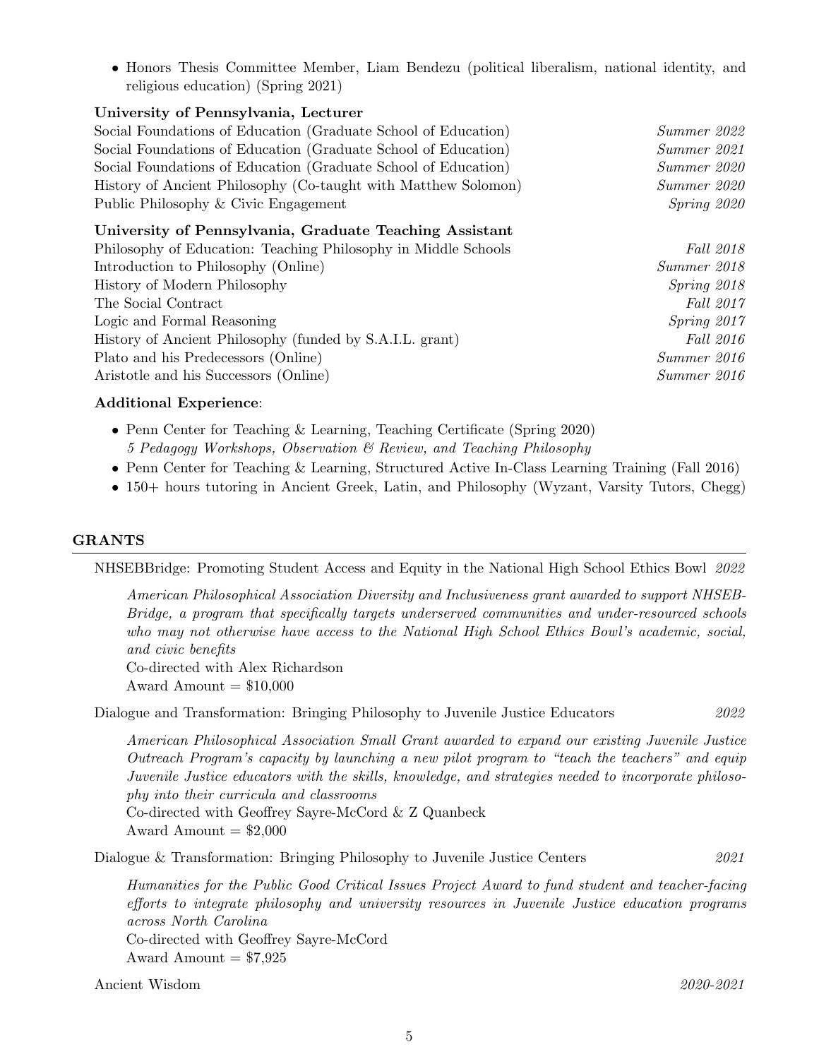- Honors Thesis Committee Member, Liam Bendezu (political liberalism, national identity, and religious education) (Spring 2021)

**University of Pennsylvania, Lecturer**

Social Foundations of Education (Graduate School of Education) *Summer 2022*
Social Foundations of Education (Graduate School of Education) *Summer 2021*
Social Foundations of Education (Graduate School of Education) *Summer 2020*
History of Ancient Philosophy (Co-taught with Matthew Solomon) *Summer 2020*
Public Philosophy & Civic Engagement *Spring 2020*

**University of Pennsylvania, Graduate Teaching Assistant**

Philosophy of Education: Teaching Philosophy in Middle Schools *Fall 2018*
Introduction to Philosophy (Online) *Summer 2018*
History of Modern Philosophy *Spring 2018*
The Social Contract *Fall 2017*
Logic and Formal Reasoning *Spring 2017*
History of Ancient Philosophy (funded by S.A.I.L. grant) *Fall 2016*
Plato and his Predecessors (Online) *Summer 2016*
Aristotle and his Successors (Online) *Summer 2016*

**Additional Experience**:

- Penn Center for Teaching & Learning, Teaching Certificate (Spring 2020)
  *5 Pedagogy Workshops, Observation & Review, and Teaching Philosophy*
- Penn Center for Teaching & Learning, Structured Active In-Class Learning Training (Fall 2016)
- 150+ hours tutoring in Ancient Greek, Latin, and Philosophy (Wyzant, Varsity Tutors, Chegg)

## GRANTS

NHSEBBridge: Promoting Student Access and Equity in the National High School Ethics Bowl *2022*

*American Philosophical Association Diversity and Inclusiveness grant awarded to support NHSEB-Bridge, a program that specifically targets underserved communities and under-resourced schools who may not otherwise have access to the National High School Ethics Bowl's academic, social, and civic benefits*
Co-directed with Alex Richardson
Award Amount = $10,000

Dialogue and Transformation: Bringing Philosophy to Juvenile Justice Educators *2022*

*American Philosophical Association Small Grant awarded to expand our existing Juvenile Justice Outreach Program's capacity by launching a new pilot program to "teach the teachers" and equip Juvenile Justice educators with the skills, knowledge, and strategies needed to incorporate philosophy into their curricula and classrooms*
Co-directed with Geoffrey Sayre-McCord & Z Quanbeck
Award Amount = $2,000

Dialogue & Transformation: Bringing Philosophy to Juvenile Justice Centers *2021*

*Humanities for the Public Good Critical Issues Project Award to fund student and teacher-facing efforts to integrate philosophy and university resources in Juvenile Justice education programs across North Carolina*
Co-directed with Geoffrey Sayre-McCord
Award Amount = $7,925

Ancient Wisdom *2020-2021*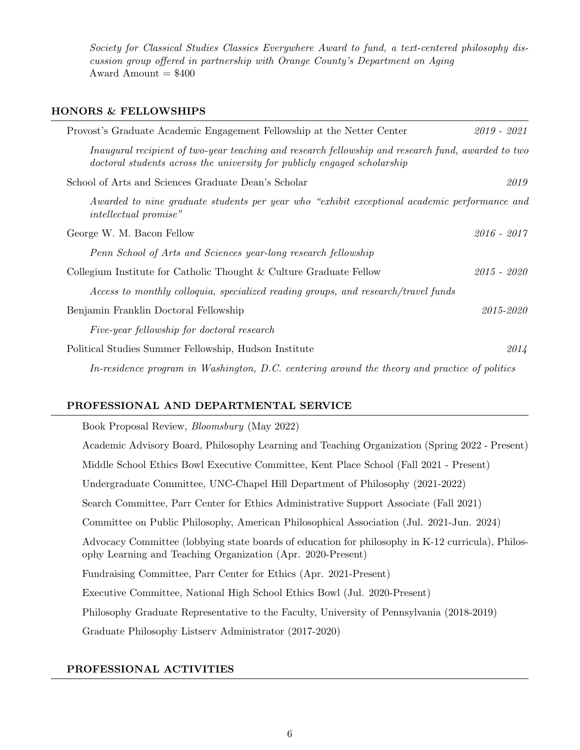*Society for Classical Studies Classics Everywhere Award to fund, a text-centered philosophy discussion group offered in partnership with Orange County's Department on Aging*
Award Amount = $400

## HONORS & FELLOWSHIPS

Provost's Graduate Academic Engagement Fellowship at the Netter Center — *2019 - 2021*

*Inaugural recipient of two-year teaching and research fellowship and research fund, awarded to two doctoral students across the university for publicly engaged scholarship*

School of Arts and Sciences Graduate Dean's Scholar — *2019*

*Awarded to nine graduate students per year who "exhibit exceptional academic performance and intellectual promise"*

George W. M. Bacon Fellow — *2016 - 2017*

*Penn School of Arts and Sciences year-long research fellowship*

Collegium Institute for Catholic Thought & Culture Graduate Fellow — *2015 - 2020*

*Access to monthly colloquia, specialized reading groups, and research/travel funds*

Benjamin Franklin Doctoral Fellowship — *2015-2020*

*Five-year fellowship for doctoral research*

Political Studies Summer Fellowship, Hudson Institute — *2014*

*In-residence program in Washington, D.C. centering around the theory and practice of politics*

## PROFESSIONAL AND DEPARTMENTAL SERVICE

Book Proposal Review, *Bloomsbury* (May 2022)

Academic Advisory Board, Philosophy Learning and Teaching Organization (Spring 2022 - Present)

Middle School Ethics Bowl Executive Committee, Kent Place School (Fall 2021 - Present)

Undergraduate Committee, UNC-Chapel Hill Department of Philosophy (2021-2022)

Search Committee, Parr Center for Ethics Administrative Support Associate (Fall 2021)

Committee on Public Philosophy, American Philosophical Association (Jul. 2021-Jun. 2024)

Advocacy Committee (lobbying state boards of education for philosophy in K-12 curricula), Philosophy Learning and Teaching Organization (Apr. 2020-Present)

Fundraising Committee, Parr Center for Ethics (Apr. 2021-Present)

Executive Committee, National High School Ethics Bowl (Jul. 2020-Present)

Philosophy Graduate Representative to the Faculty, University of Pennsylvania (2018-2019)

Graduate Philosophy Listserv Administrator (2017-2020)

## PROFESSIONAL ACTIVITIES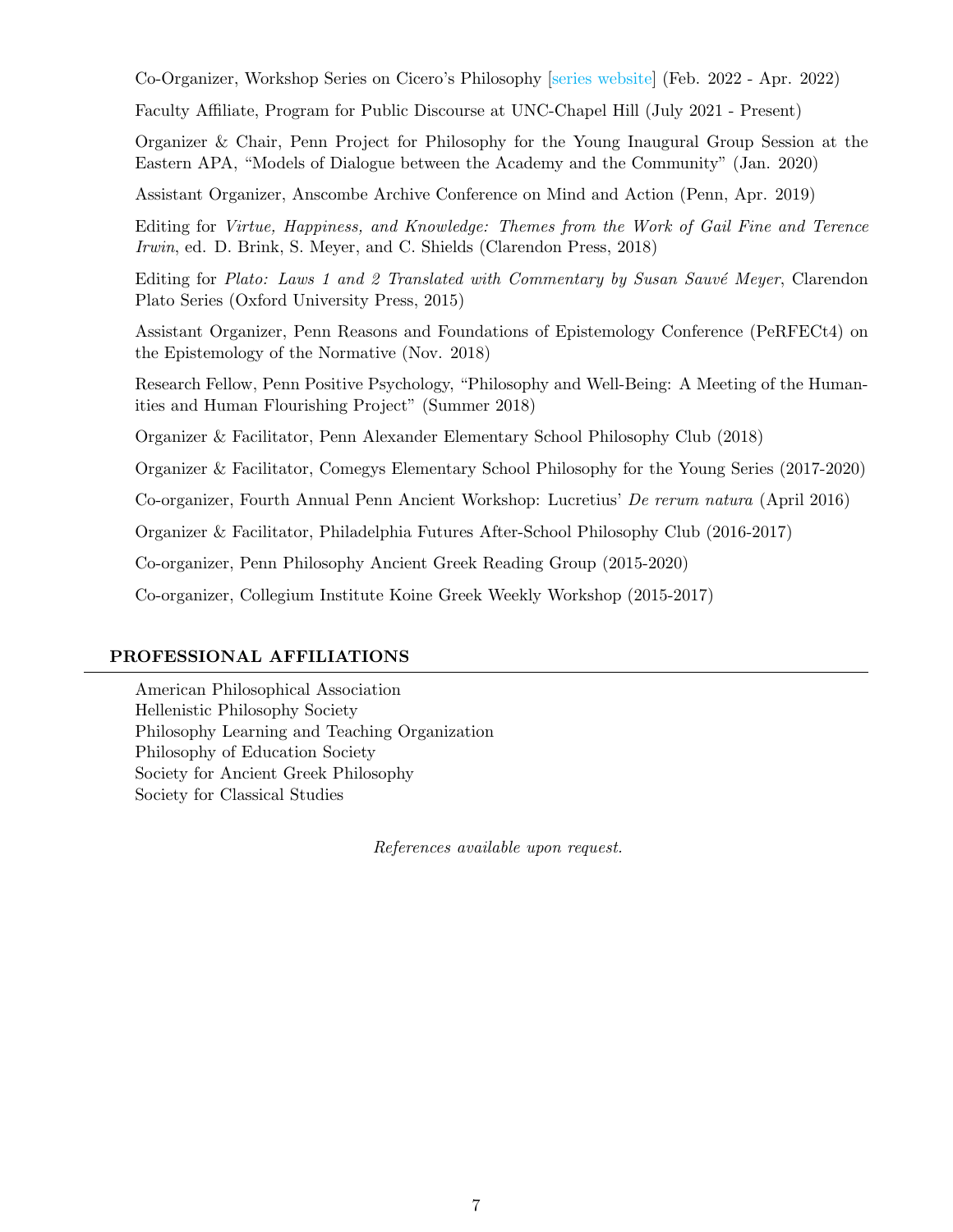Co-Organizer, Workshop Series on Cicero's Philosophy [series website] (Feb. 2022 - Apr. 2022)

Faculty Affiliate, Program for Public Discourse at UNC-Chapel Hill (July 2021 - Present)

Organizer & Chair, Penn Project for Philosophy for the Young Inaugural Group Session at the Eastern APA, "Models of Dialogue between the Academy and the Community" (Jan. 2020)

Assistant Organizer, Anscombe Archive Conference on Mind and Action (Penn, Apr. 2019)

Editing for *Virtue, Happiness, and Knowledge: Themes from the Work of Gail Fine and Terence Irwin*, ed. D. Brink, S. Meyer, and C. Shields (Clarendon Press, 2018)

Editing for *Plato: Laws 1 and 2 Translated with Commentary by Susan Sauvé Meyer*, Clarendon Plato Series (Oxford University Press, 2015)

Assistant Organizer, Penn Reasons and Foundations of Epistemology Conference (PeRFECt4) on the Epistemology of the Normative (Nov. 2018)

Research Fellow, Penn Positive Psychology, "Philosophy and Well-Being: A Meeting of the Humanities and Human Flourishing Project" (Summer 2018)

Organizer & Facilitator, Penn Alexander Elementary School Philosophy Club (2018)

Organizer & Facilitator, Comegys Elementary School Philosophy for the Young Series (2017-2020)

Co-organizer, Fourth Annual Penn Ancient Workshop: Lucretius' *De rerum natura* (April 2016)

Organizer & Facilitator, Philadelphia Futures After-School Philosophy Club (2016-2017)

Co-organizer, Penn Philosophy Ancient Greek Reading Group (2015-2020)

Co-organizer, Collegium Institute Koine Greek Weekly Workshop (2015-2017)

## PROFESSIONAL AFFILIATIONS

American Philosophical Association
Hellenistic Philosophy Society
Philosophy Learning and Teaching Organization
Philosophy of Education Society
Society for Ancient Greek Philosophy
Society for Classical Studies

*References available upon request.*